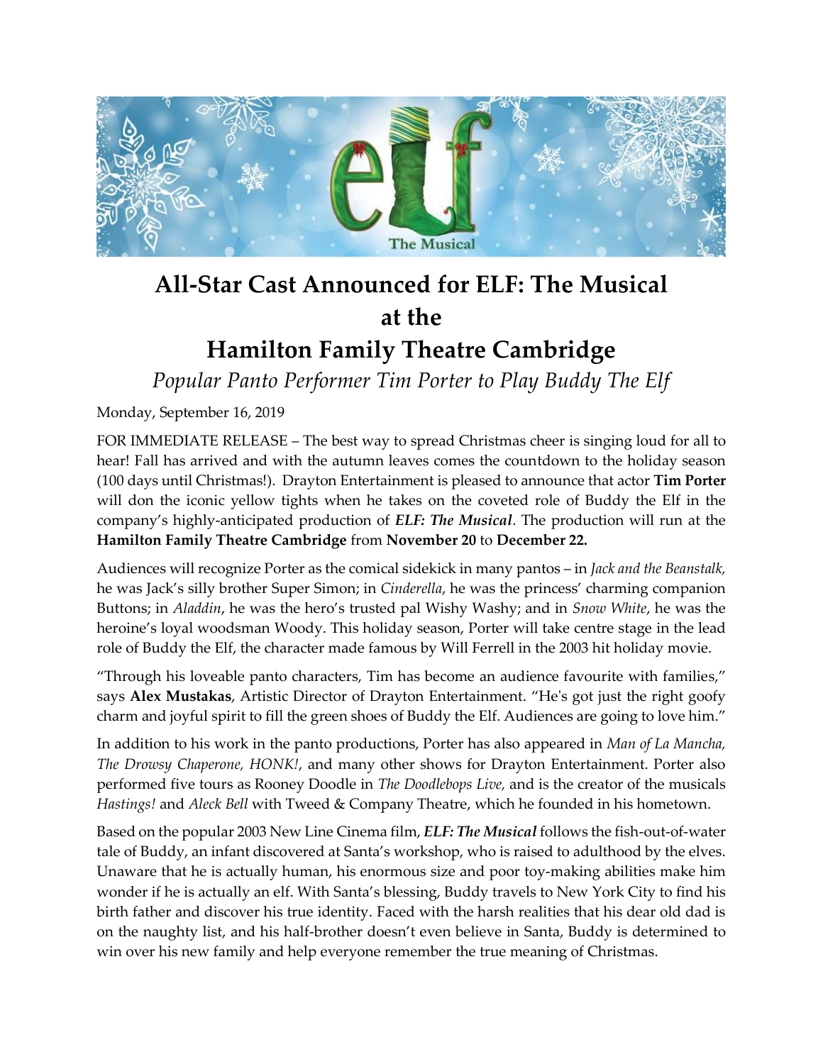# All-Star Cast Announced for ELF: The Musical at the Hamilton Family Theatre Cambridge

*Popular Panto Performer Tim Porter to Play Buddy The Elf*

Monday, September 16, 2019

FOR IMMEDIATE RELEASE – The best way to spread Christmas cheer is singing loud for all to hear! Fall has arrived and with the autumn leaves comes the countdown to the holiday season (100 days until Christmas!). Drayton Entertainment is pleased to announce that actor **Tim Porter** will don the iconic yellow tights when he takes on the coveted role of Buddy the Elf in the company's highly-anticipated production of ***ELF: The Musical***. The production will run at the **Hamilton Family Theatre Cambridge** from **November 20** to **December 22.**

Audiences will recognize Porter as the comical sidekick in many pantos – in *Jack and the Beanstalk,* he was Jack's silly brother Super Simon; in *Cinderella*, he was the princess' charming companion Buttons; in *Aladdin*, he was the hero's trusted pal Wishy Washy; and in *Snow White*, he was the heroine's loyal woodsman Woody. This holiday season, Porter will take centre stage in the lead role of Buddy the Elf, the character made famous by Will Ferrell in the 2003 hit holiday movie.

"Through his loveable panto characters, Tim has become an audience favourite with families," says **Alex Mustakas**, Artistic Director of Drayton Entertainment. "He's got just the right goofy charm and joyful spirit to fill the green shoes of Buddy the Elf. Audiences are going to love him."

In addition to his work in the panto productions, Porter has also appeared in *Man of La Mancha, The Drowsy Chaperone, HONK!*, and many other shows for Drayton Entertainment. Porter also performed five tours as Rooney Doodle in *The Doodlebops Live,* and is the creator of the musicals *Hastings!* and *Aleck Bell* with Tweed & Company Theatre, which he founded in his hometown.

Based on the popular 2003 New Line Cinema film, ***ELF: The Musical*** follows the fish-out-of-water tale of Buddy, an infant discovered at Santa's workshop, who is raised to adulthood by the elves. Unaware that he is actually human, his enormous size and poor toy-making abilities make him wonder if he is actually an elf. With Santa's blessing, Buddy travels to New York City to find his birth father and discover his true identity. Faced with the harsh realities that his dear old dad is on the naughty list, and his half-brother doesn't even believe in Santa, Buddy is determined to win over his new family and help everyone remember the true meaning of Christmas.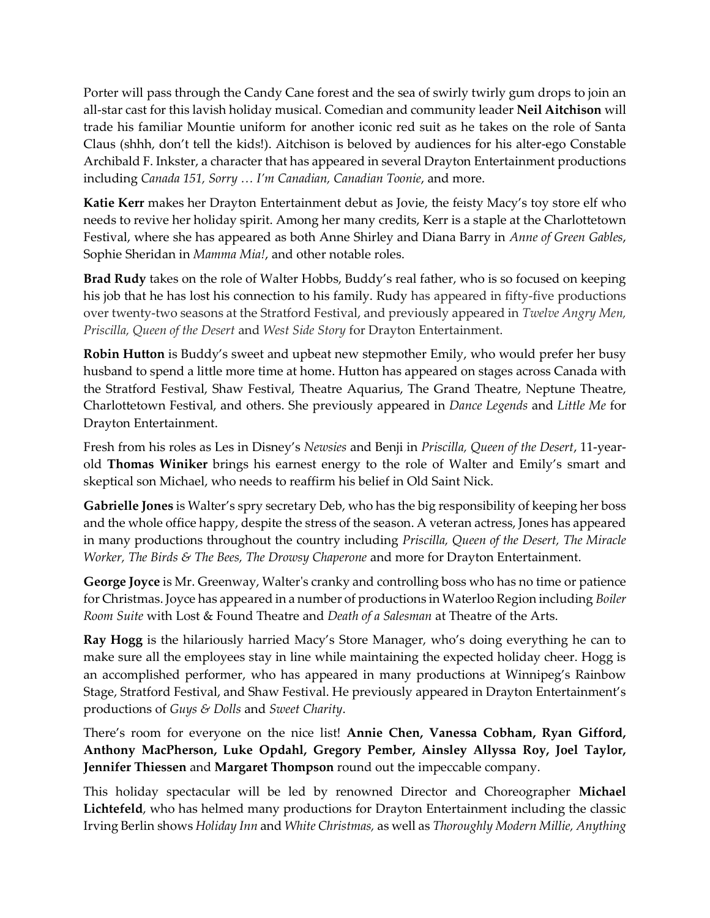Porter will pass through the Candy Cane forest and the sea of swirly twirly gum drops to join an all-star cast for this lavish holiday musical. Comedian and community leader **Neil Aitchison** will trade his familiar Mountie uniform for another iconic red suit as he takes on the role of Santa Claus (shhh, don't tell the kids!). Aitchison is beloved by audiences for his alter-ego Constable Archibald F. Inkster, a character that has appeared in several Drayton Entertainment productions including *Canada 151, Sorry … I'm Canadian, Canadian Toonie*, and more.

**Katie Kerr** makes her Drayton Entertainment debut as Jovie, the feisty Macy's toy store elf who needs to revive her holiday spirit. Among her many credits, Kerr is a staple at the Charlottetown Festival, where she has appeared as both Anne Shirley and Diana Barry in *Anne of Green Gables*, Sophie Sheridan in *Mamma Mia!*, and other notable roles.

**Brad Rudy** takes on the role of Walter Hobbs, Buddy's real father, who is so focused on keeping his job that he has lost his connection to his family. Rudy has appeared in fifty-five productions over twenty-two seasons at the Stratford Festival, and previously appeared in *Twelve Angry Men, Priscilla, Queen of the Desert* and *West Side Story* for Drayton Entertainment.

**Robin Hutton** is Buddy's sweet and upbeat new stepmother Emily, who would prefer her busy husband to spend a little more time at home. Hutton has appeared on stages across Canada with the Stratford Festival, Shaw Festival, Theatre Aquarius, The Grand Theatre, Neptune Theatre, Charlottetown Festival, and others. She previously appeared in *Dance Legends* and *Little Me* for Drayton Entertainment.

Fresh from his roles as Les in Disney's *Newsies* and Benji in *Priscilla, Queen of the Desert*, 11-year-old **Thomas Winiker** brings his earnest energy to the role of Walter and Emily's smart and skeptical son Michael, who needs to reaffirm his belief in Old Saint Nick.

**Gabrielle Jones** is Walter's spry secretary Deb, who has the big responsibility of keeping her boss and the whole office happy, despite the stress of the season. A veteran actress, Jones has appeared in many productions throughout the country including *Priscilla, Queen of the Desert, The Miracle Worker, The Birds & The Bees, The Drowsy Chaperone* and more for Drayton Entertainment.

**George Joyce** is Mr. Greenway, Walter's cranky and controlling boss who has no time or patience for Christmas. Joyce has appeared in a number of productions in Waterloo Region including *Boiler Room Suite* with Lost & Found Theatre and *Death of a Salesman* at Theatre of the Arts.

**Ray Hogg** is the hilariously harried Macy's Store Manager, who's doing everything he can to make sure all the employees stay in line while maintaining the expected holiday cheer. Hogg is an accomplished performer, who has appeared in many productions at Winnipeg's Rainbow Stage, Stratford Festival, and Shaw Festival. He previously appeared in Drayton Entertainment's productions of *Guys & Dolls* and *Sweet Charity*.

There's room for everyone on the nice list! **Annie Chen, Vanessa Cobham, Ryan Gifford, Anthony MacPherson, Luke Opdahl, Gregory Pember, Ainsley Allyssa Roy, Joel Taylor, Jennifer Thiessen** and **Margaret Thompson** round out the impeccable company.

This holiday spectacular will be led by renowned Director and Choreographer **Michael Lichtefeld**, who has helmed many productions for Drayton Entertainment including the classic Irving Berlin shows *Holiday Inn* and *White Christmas,* as well as *Thoroughly Modern Millie, Anything*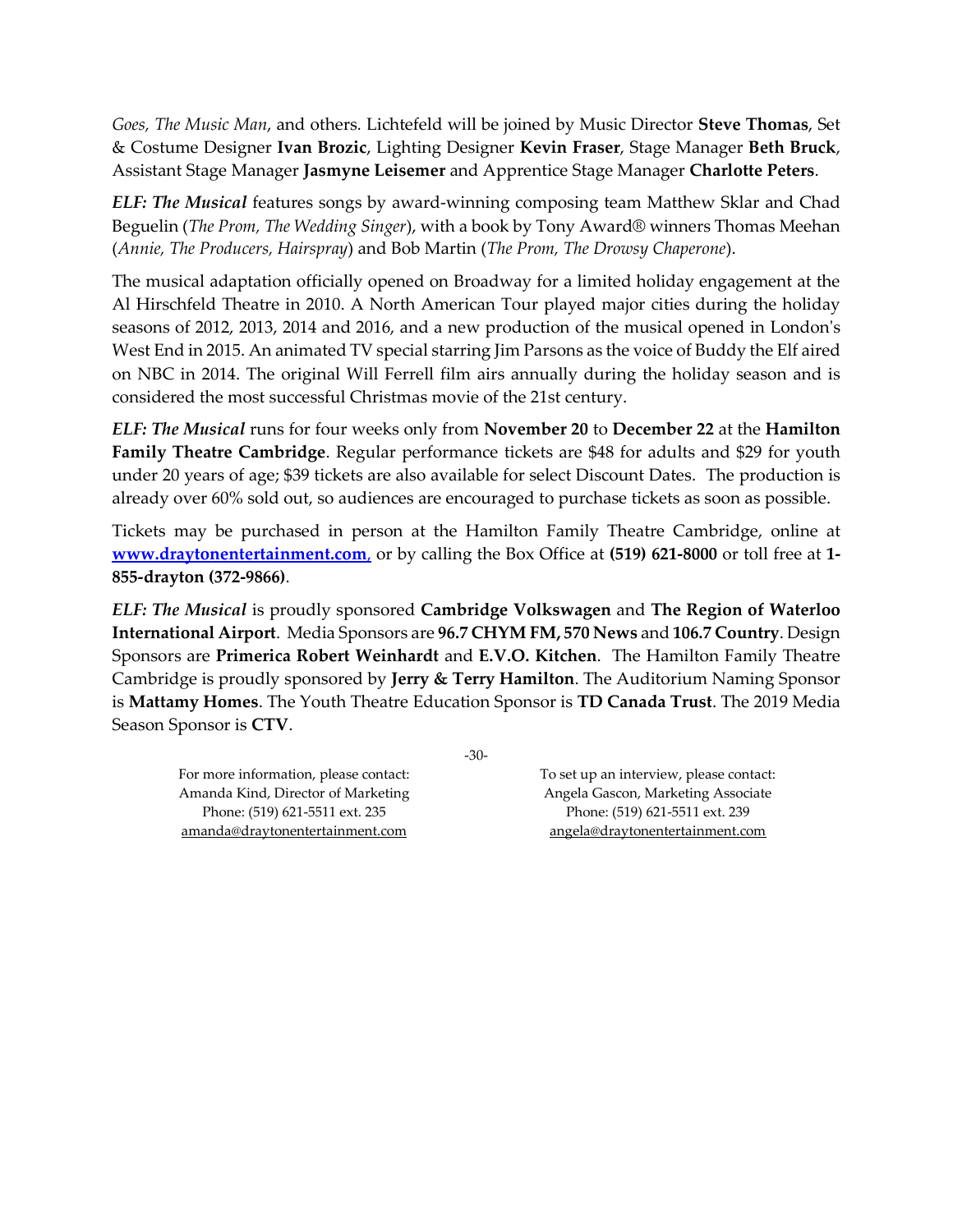*Goes, The Music Man*, and others. Lichtefeld will be joined by Music Director **Steve Thomas**, Set & Costume Designer **Ivan Brozic**, Lighting Designer **Kevin Fraser**, Stage Manager **Beth Bruck**, Assistant Stage Manager **Jasmyne Leisemer** and Apprentice Stage Manager **Charlotte Peters**.

***ELF: The Musical*** features songs by award-winning composing team Matthew Sklar and Chad Beguelin (*The Prom, The Wedding Singer*), with a book by Tony Award® winners Thomas Meehan (*Annie, The Producers, Hairspray*) and Bob Martin (*The Prom, The Drowsy Chaperone*).

The musical adaptation officially opened on Broadway for a limited holiday engagement at the Al Hirschfeld Theatre in 2010. A North American Tour played major cities during the holiday seasons of 2012, 2013, 2014 and 2016, and a new production of the musical opened in London's West End in 2015. An animated TV special starring Jim Parsons as the voice of Buddy the Elf aired on NBC in 2014. The original Will Ferrell film airs annually during the holiday season and is considered the most successful Christmas movie of the 21st century.

***ELF: The Musical*** runs for four weeks only from **November 20** to **December 22** at the **Hamilton Family Theatre Cambridge**. Regular performance tickets are $48 for adults and $29 for youth under 20 years of age; $39 tickets are also available for select Discount Dates. The production is already over 60% sold out, so audiences are encouraged to purchase tickets as soon as possible.

Tickets may be purchased in person at the Hamilton Family Theatre Cambridge, online at **www.draytonentertainment.com**, or by calling the Box Office at **(519) 621-8000** or toll free at **1-855-drayton (372-9866)**.

***ELF: The Musical*** is proudly sponsored **Cambridge Volkswagen** and **The Region of Waterloo International Airport**. Media Sponsors are **96.7 CHYM FM, 570 News** and **106.7 Country**. Design Sponsors are **Primerica Robert Weinhardt** and **E.V.O. Kitchen**. The Hamilton Family Theatre Cambridge is proudly sponsored by **Jerry & Terry Hamilton**. The Auditorium Naming Sponsor is **Mattamy Homes**. The Youth Theatre Education Sponsor is **TD Canada Trust**. The 2019 Media Season Sponsor is **CTV**.

-30-

For more information, please contact:
Amanda Kind, Director of Marketing
Phone: (519) 621-5511 ext. 235
amanda@draytonentertainment.com

To set up an interview, please contact:
Angela Gascon, Marketing Associate
Phone: (519) 621-5511 ext. 239
angela@draytonentertainment.com